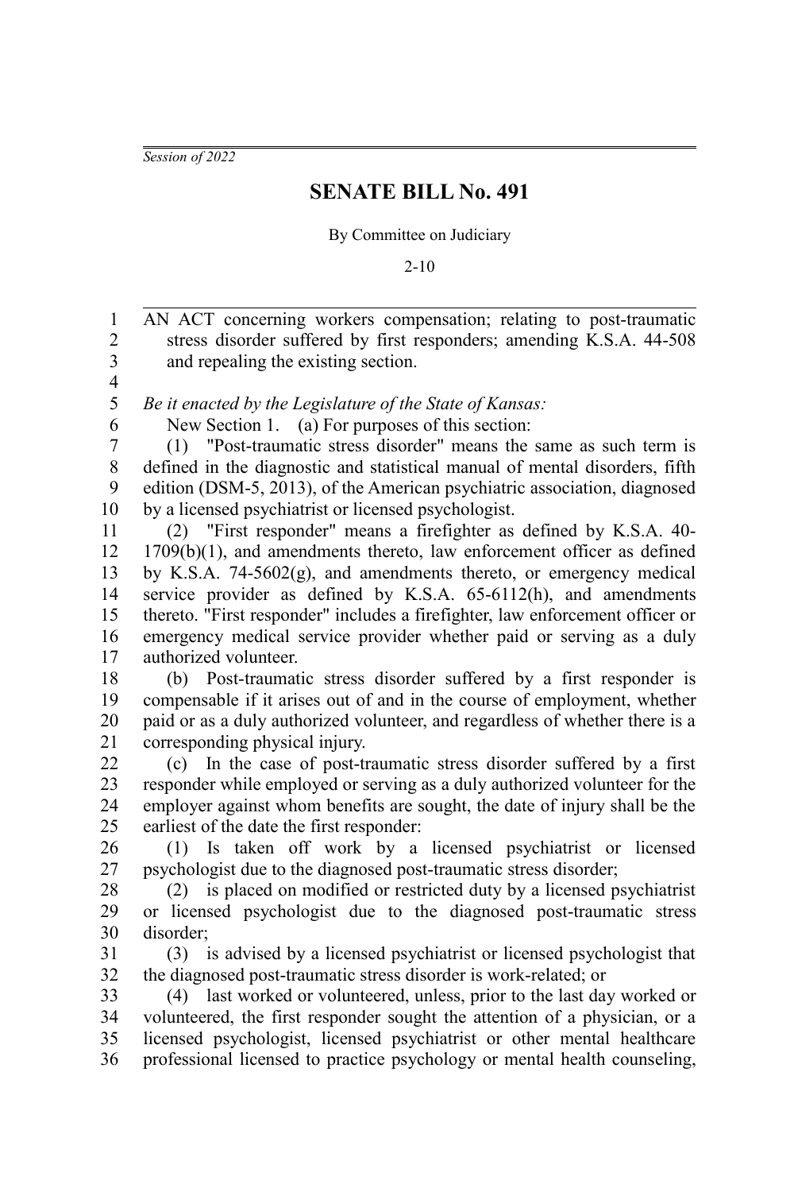*Session of 2022*

# SENATE BILL No. 491

By Committee on Judiciary

2-10

AN ACT concerning workers compensation; relating to post-traumatic stress disorder suffered by first responders; amending K.S.A. 44-508 and repealing the existing section.

*Be it enacted by the Legislature of the State of Kansas:*

New Section 1. (a) For purposes of this section:

(1) "Post-traumatic stress disorder" means the same as such term is defined in the diagnostic and statistical manual of mental disorders, fifth edition (DSM-5, 2013), of the American psychiatric association, diagnosed by a licensed psychiatrist or licensed psychologist.

(2) "First responder" means a firefighter as defined by K.S.A. 40-1709(b)(1), and amendments thereto, law enforcement officer as defined by K.S.A. 74-5602(g), and amendments thereto, or emergency medical service provider as defined by K.S.A. 65-6112(h), and amendments thereto. "First responder" includes a firefighter, law enforcement officer or emergency medical service provider whether paid or serving as a duly authorized volunteer.

(b) Post-traumatic stress disorder suffered by a first responder is compensable if it arises out of and in the course of employment, whether paid or as a duly authorized volunteer, and regardless of whether there is a corresponding physical injury.

(c) In the case of post-traumatic stress disorder suffered by a first responder while employed or serving as a duly authorized volunteer for the employer against whom benefits are sought, the date of injury shall be the earliest of the date the first responder:

(1) Is taken off work by a licensed psychiatrist or licensed psychologist due to the diagnosed post-traumatic stress disorder;

(2) is placed on modified or restricted duty by a licensed psychiatrist or licensed psychologist due to the diagnosed post-traumatic stress disorder;

(3) is advised by a licensed psychiatrist or licensed psychologist that the diagnosed post-traumatic stress disorder is work-related; or

(4) last worked or volunteered, unless, prior to the last day worked or volunteered, the first responder sought the attention of a physician, or a licensed psychologist, licensed psychiatrist or other mental healthcare professional licensed to practice psychology or mental health counseling,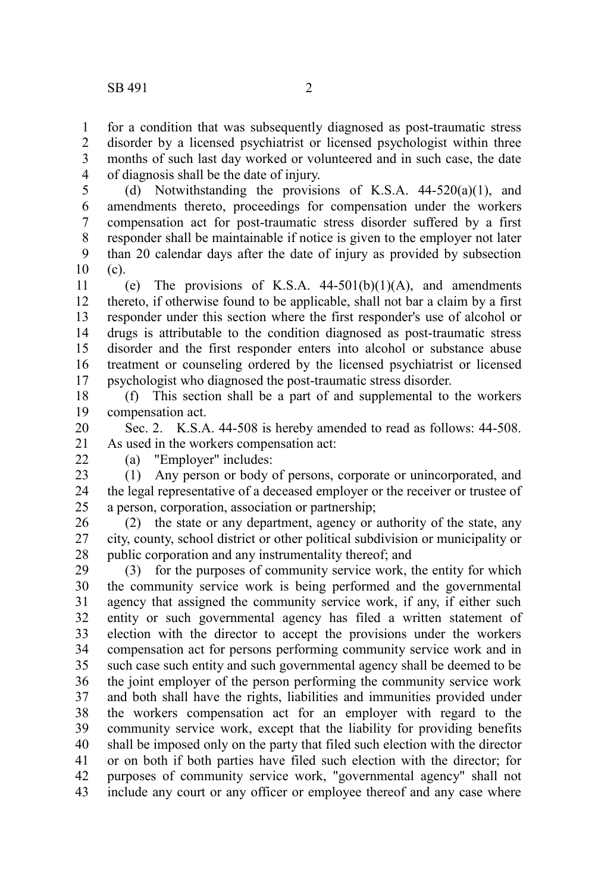for a condition that was subsequently diagnosed as post-traumatic stress disorder by a licensed psychiatrist or licensed psychologist within three months of such last day worked or volunteered and in such case, the date of diagnosis shall be the date of injury.

(d) Notwithstanding the provisions of K.S.A. 44-520(a)(1), and amendments thereto, proceedings for compensation under the workers compensation act for post-traumatic stress disorder suffered by a first responder shall be maintainable if notice is given to the employer not later than 20 calendar days after the date of injury as provided by subsection (c).

(e) The provisions of K.S.A. 44-501(b)(1)(A), and amendments thereto, if otherwise found to be applicable, shall not bar a claim by a first responder under this section where the first responder's use of alcohol or drugs is attributable to the condition diagnosed as post-traumatic stress disorder and the first responder enters into alcohol or substance abuse treatment or counseling ordered by the licensed psychiatrist or licensed psychologist who diagnosed the post-traumatic stress disorder.

(f) This section shall be a part of and supplemental to the workers compensation act.

Sec. 2. K.S.A. 44-508 is hereby amended to read as follows: 44-508. As used in the workers compensation act:

(a) "Employer" includes:

(1) Any person or body of persons, corporate or unincorporated, and the legal representative of a deceased employer or the receiver or trustee of a person, corporation, association or partnership;

(2) the state or any department, agency or authority of the state, any city, county, school district or other political subdivision or municipality or public corporation and any instrumentality thereof; and

(3) for the purposes of community service work, the entity for which the community service work is being performed and the governmental agency that assigned the community service work, if any, if either such entity or such governmental agency has filed a written statement of election with the director to accept the provisions under the workers compensation act for persons performing community service work and in such case such entity and such governmental agency shall be deemed to be the joint employer of the person performing the community service work and both shall have the rights, liabilities and immunities provided under the workers compensation act for an employer with regard to the community service work, except that the liability for providing benefits shall be imposed only on the party that filed such election with the director or on both if both parties have filed such election with the director; for purposes of community service work, "governmental agency" shall not include any court or any officer or employee thereof and any case where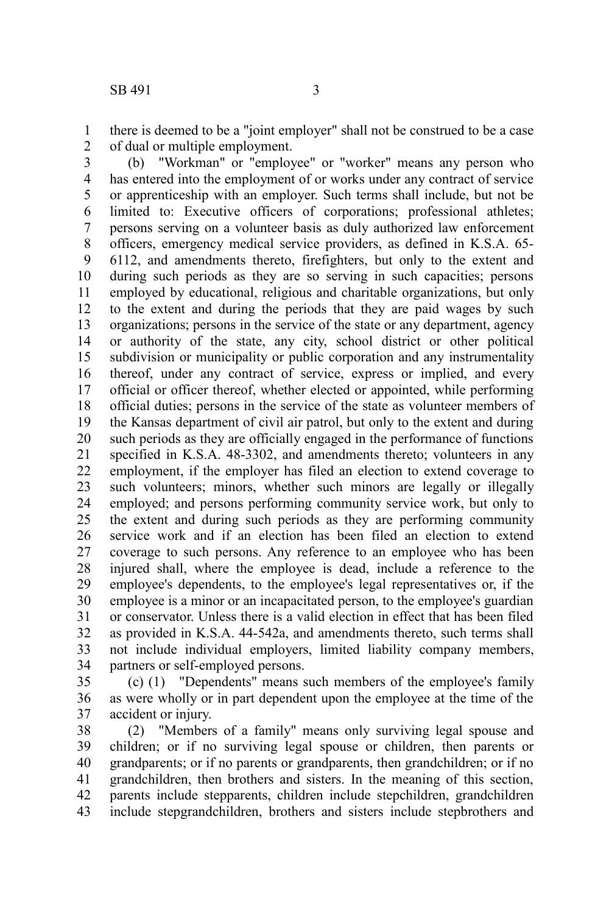there is deemed to be a "joint employer" shall not be construed to be a case of dual or multiple employment.

(b) "Workman" or "employee" or "worker" means any person who has entered into the employment of or works under any contract of service or apprenticeship with an employer. Such terms shall include, but not be limited to: Executive officers of corporations; professional athletes; persons serving on a volunteer basis as duly authorized law enforcement officers, emergency medical service providers, as defined in K.S.A. 65-6112, and amendments thereto, firefighters, but only to the extent and during such periods as they are so serving in such capacities; persons employed by educational, religious and charitable organizations, but only to the extent and during the periods that they are paid wages by such organizations; persons in the service of the state or any department, agency or authority of the state, any city, school district or other political subdivision or municipality or public corporation and any instrumentality thereof, under any contract of service, express or implied, and every official or officer thereof, whether elected or appointed, while performing official duties; persons in the service of the state as volunteer members of the Kansas department of civil air patrol, but only to the extent and during such periods as they are officially engaged in the performance of functions specified in K.S.A. 48-3302, and amendments thereto; volunteers in any employment, if the employer has filed an election to extend coverage to such volunteers; minors, whether such minors are legally or illegally employed; and persons performing community service work, but only to the extent and during such periods as they are performing community service work and if an election has been filed an election to extend coverage to such persons. Any reference to an employee who has been injured shall, where the employee is dead, include a reference to the employee's dependents, to the employee's legal representatives or, if the employee is a minor or an incapacitated person, to the employee's guardian or conservator. Unless there is a valid election in effect that has been filed as provided in K.S.A. 44-542a, and amendments thereto, such terms shall not include individual employers, limited liability company members, partners or self-employed persons.

(c) (1) "Dependents" means such members of the employee's family as were wholly or in part dependent upon the employee at the time of the accident or injury.

(2) "Members of a family" means only surviving legal spouse and children; or if no surviving legal spouse or children, then parents or grandparents; or if no parents or grandparents, then grandchildren; or if no grandchildren, then brothers and sisters. In the meaning of this section, parents include stepparents, children include stepchildren, grandchildren include stepgrandchildren, brothers and sisters include stepbrothers and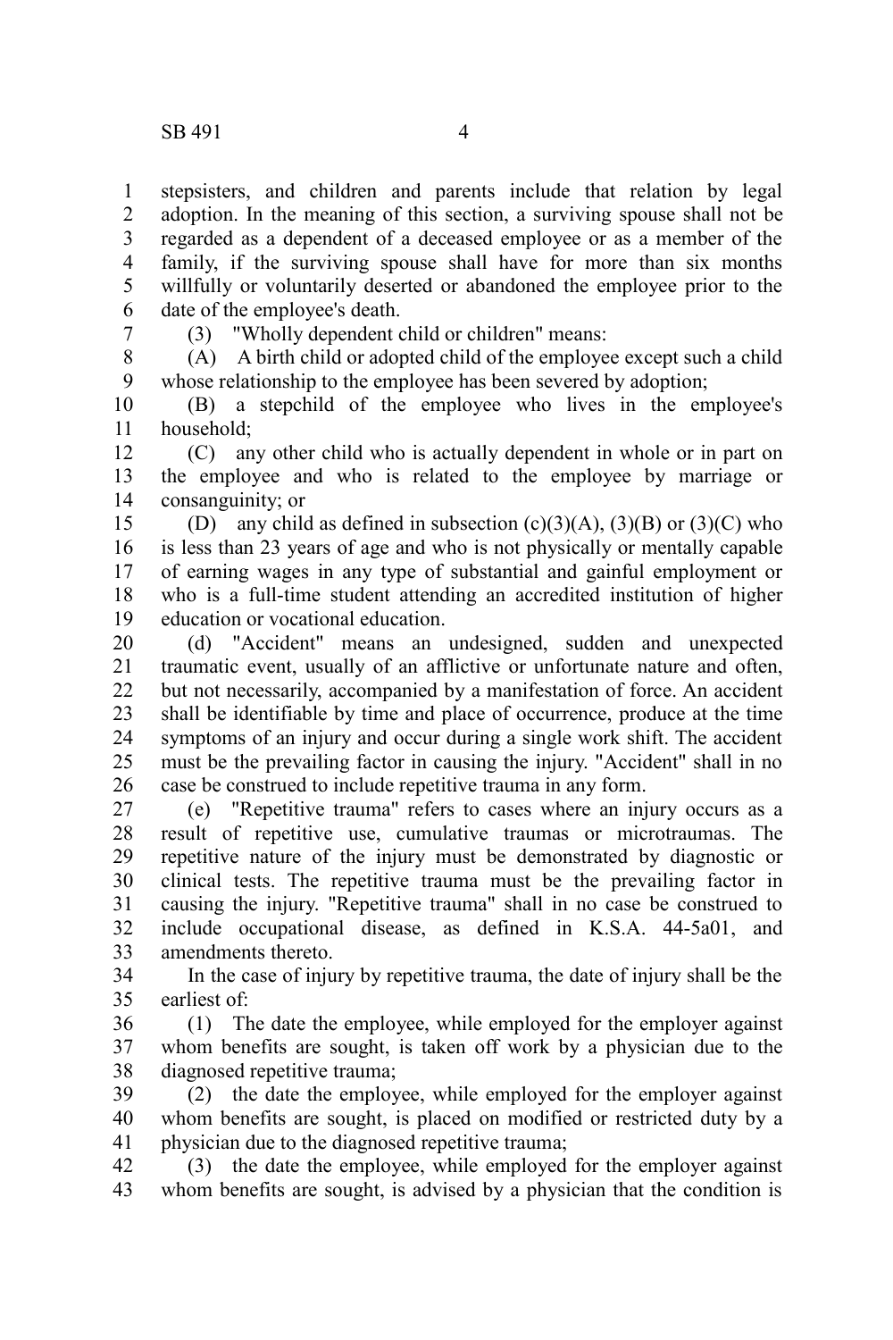stepsisters, and children and parents include that relation by legal adoption. In the meaning of this section, a surviving spouse shall not be regarded as a dependent of a deceased employee or as a member of the family, if the surviving spouse shall have for more than six months willfully or voluntarily deserted or abandoned the employee prior to the date of the employee's death.

(3) "Wholly dependent child or children" means:

(A) A birth child or adopted child of the employee except such a child whose relationship to the employee has been severed by adoption;

(B) a stepchild of the employee who lives in the employee's household;

(C) any other child who is actually dependent in whole or in part on the employee and who is related to the employee by marriage or consanguinity; or

(D) any child as defined in subsection (c)(3)(A), (3)(B) or (3)(C) who is less than 23 years of age and who is not physically or mentally capable of earning wages in any type of substantial and gainful employment or who is a full-time student attending an accredited institution of higher education or vocational education.

(d) "Accident" means an undesigned, sudden and unexpected traumatic event, usually of an afflictive or unfortunate nature and often, but not necessarily, accompanied by a manifestation of force. An accident shall be identifiable by time and place of occurrence, produce at the time symptoms of an injury and occur during a single work shift. The accident must be the prevailing factor in causing the injury. "Accident" shall in no case be construed to include repetitive trauma in any form.

(e) "Repetitive trauma" refers to cases where an injury occurs as a result of repetitive use, cumulative traumas or microtraumas. The repetitive nature of the injury must be demonstrated by diagnostic or clinical tests. The repetitive trauma must be the prevailing factor in causing the injury. "Repetitive trauma" shall in no case be construed to include occupational disease, as defined in K.S.A. 44-5a01, and amendments thereto.

In the case of injury by repetitive trauma, the date of injury shall be the earliest of:

(1) The date the employee, while employed for the employer against whom benefits are sought, is taken off work by a physician due to the diagnosed repetitive trauma;

(2) the date the employee, while employed for the employer against whom benefits are sought, is placed on modified or restricted duty by a physician due to the diagnosed repetitive trauma;

(3) the date the employee, while employed for the employer against whom benefits are sought, is advised by a physician that the condition is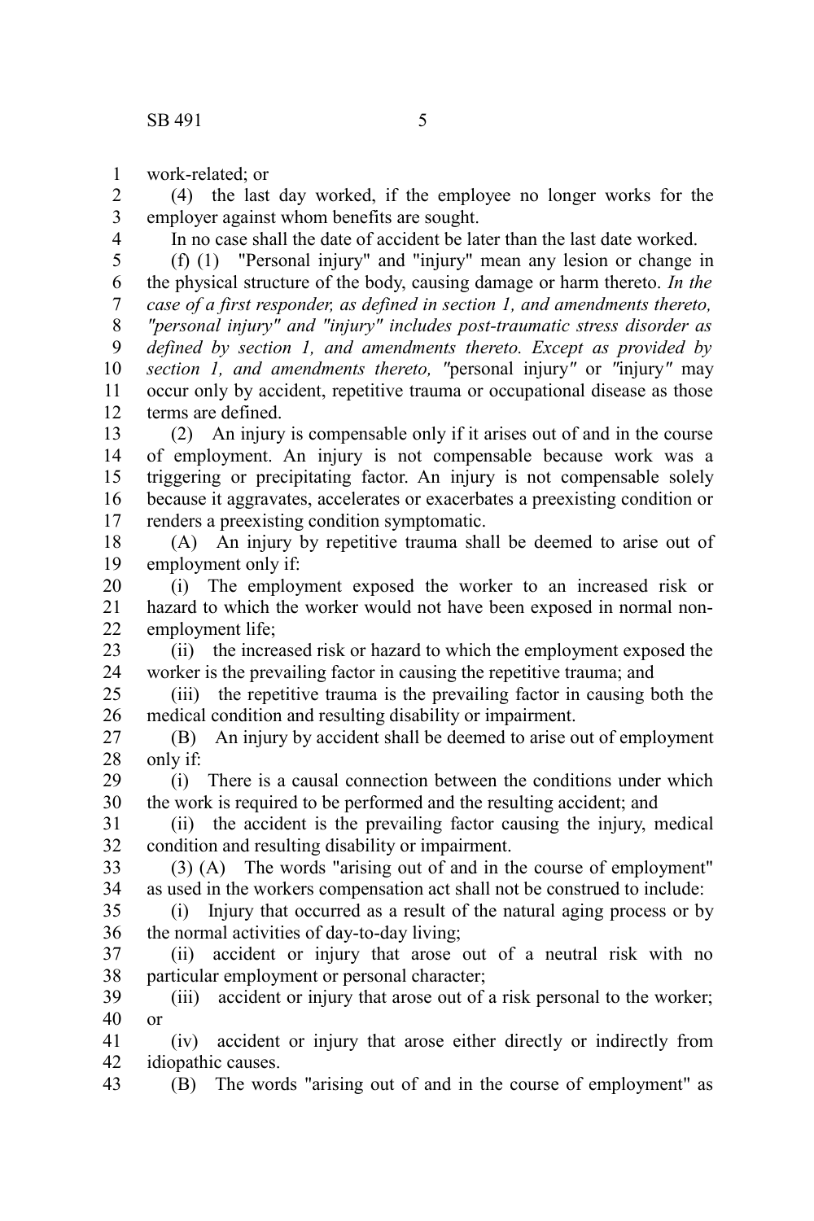work-related; or

(4) the last day worked, if the employee no longer works for the employer against whom benefits are sought.

In no case shall the date of accident be later than the last date worked.

(f) (1) "Personal injury" and "injury" mean any lesion or change in the physical structure of the body, causing damage or harm thereto. *In the case of a first responder, as defined in section 1, and amendments thereto, "personal injury" and "injury" includes post-traumatic stress disorder as defined by section 1, and amendments thereto. Except as provided by section 1, and amendments thereto, "*personal injury*"* or *"*injury*"* may occur only by accident, repetitive trauma or occupational disease as those terms are defined.

(2) An injury is compensable only if it arises out of and in the course of employment. An injury is not compensable because work was a triggering or precipitating factor. An injury is not compensable solely because it aggravates, accelerates or exacerbates a preexisting condition or renders a preexisting condition symptomatic.

(A) An injury by repetitive trauma shall be deemed to arise out of employment only if:

(i) The employment exposed the worker to an increased risk or hazard to which the worker would not have been exposed in normal non-employment life;

(ii) the increased risk or hazard to which the employment exposed the worker is the prevailing factor in causing the repetitive trauma; and

(iii) the repetitive trauma is the prevailing factor in causing both the medical condition and resulting disability or impairment.

(B) An injury by accident shall be deemed to arise out of employment only if:

(i) There is a causal connection between the conditions under which the work is required to be performed and the resulting accident; and

(ii) the accident is the prevailing factor causing the injury, medical condition and resulting disability or impairment.

(3) (A) The words "arising out of and in the course of employment" as used in the workers compensation act shall not be construed to include:

(i) Injury that occurred as a result of the natural aging process or by the normal activities of day-to-day living;

(ii) accident or injury that arose out of a neutral risk with no particular employment or personal character;

(iii) accident or injury that arose out of a risk personal to the worker; or

(iv) accident or injury that arose either directly or indirectly from idiopathic causes.

(B) The words "arising out of and in the course of employment" as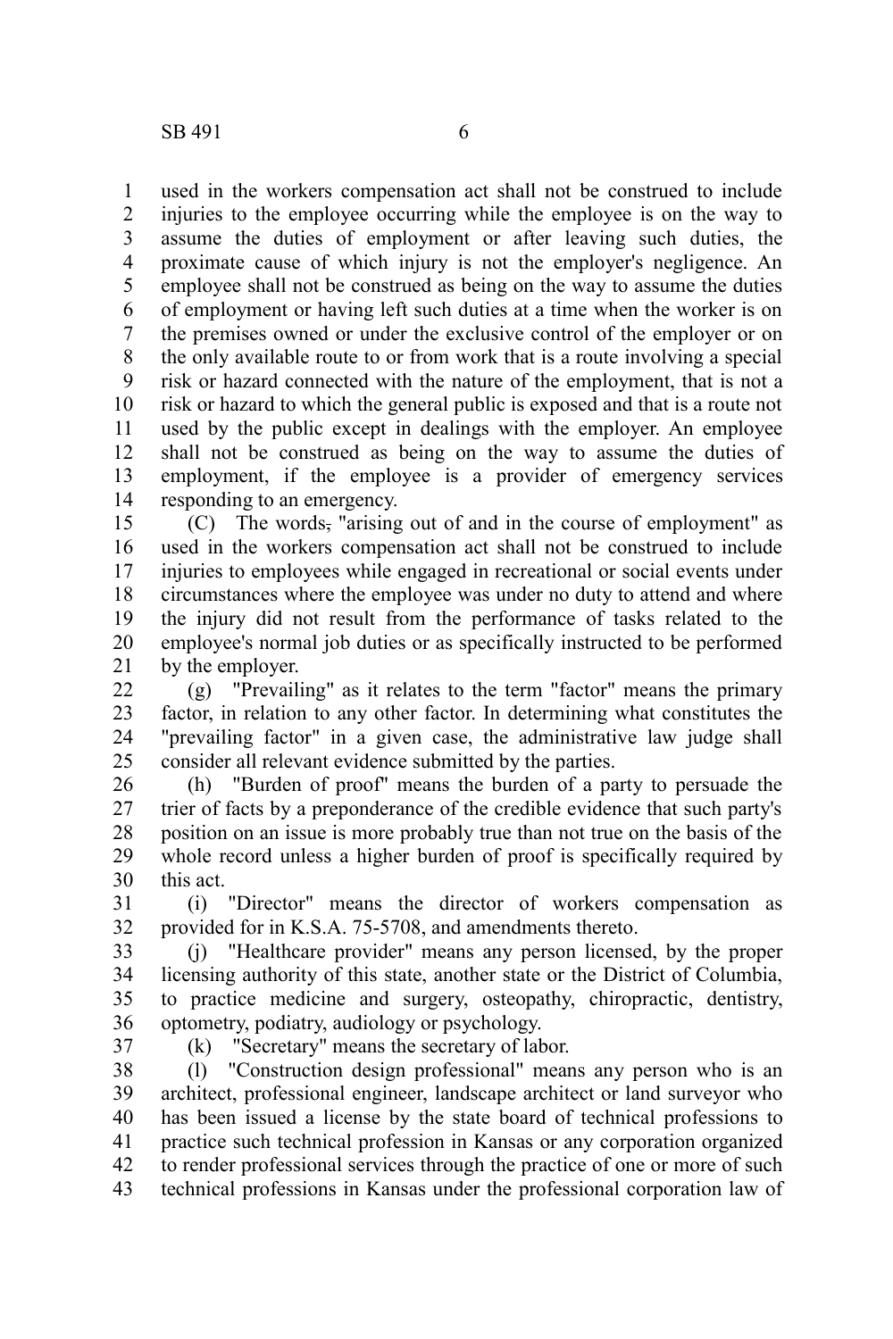used in the workers compensation act shall not be construed to include injuries to the employee occurring while the employee is on the way to assume the duties of employment or after leaving such duties, the proximate cause of which injury is not the employer's negligence. An employee shall not be construed as being on the way to assume the duties of employment or having left such duties at a time when the worker is on the premises owned or under the exclusive control of the employer or on the only available route to or from work that is a route involving a special risk or hazard connected with the nature of the employment, that is not a risk or hazard to which the general public is exposed and that is a route not used by the public except in dealings with the employer. An employee shall not be construed as being on the way to assume the duties of employment, if the employee is a provider of emergency services responding to an emergency.

(C) The words, "arising out of and in the course of employment" as used in the workers compensation act shall not be construed to include injuries to employees while engaged in recreational or social events under circumstances where the employee was under no duty to attend and where the injury did not result from the performance of tasks related to the employee's normal job duties or as specifically instructed to be performed by the employer.

(g) "Prevailing" as it relates to the term "factor" means the primary factor, in relation to any other factor. In determining what constitutes the "prevailing factor" in a given case, the administrative law judge shall consider all relevant evidence submitted by the parties.

(h) "Burden of proof" means the burden of a party to persuade the trier of facts by a preponderance of the credible evidence that such party's position on an issue is more probably true than not true on the basis of the whole record unless a higher burden of proof is specifically required by this act.

(i) "Director" means the director of workers compensation as provided for in K.S.A. 75-5708, and amendments thereto.

(j) "Healthcare provider" means any person licensed, by the proper licensing authority of this state, another state or the District of Columbia, to practice medicine and surgery, osteopathy, chiropractic, dentistry, optometry, podiatry, audiology or psychology.

(k) "Secretary" means the secretary of labor.

(l) "Construction design professional" means any person who is an architect, professional engineer, landscape architect or land surveyor who has been issued a license by the state board of technical professions to practice such technical profession in Kansas or any corporation organized to render professional services through the practice of one or more of such technical professions in Kansas under the professional corporation law of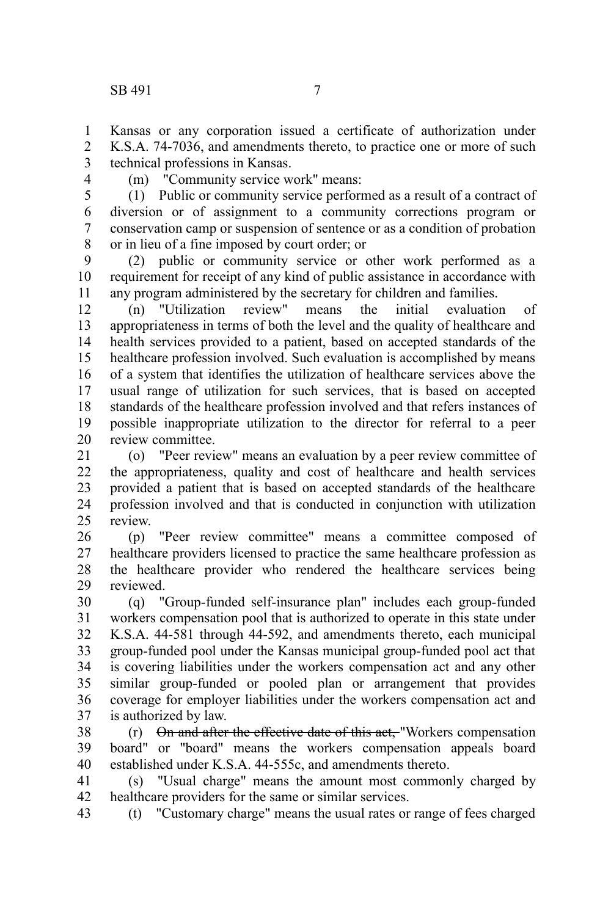Kansas or any corporation issued a certificate of authorization under K.S.A. 74-7036, and amendments thereto, to practice one or more of such technical professions in Kansas.

(m) "Community service work" means:

(1) Public or community service performed as a result of a contract of diversion or of assignment to a community corrections program or conservation camp or suspension of sentence or as a condition of probation or in lieu of a fine imposed by court order; or

(2) public or community service or other work performed as a requirement for receipt of any kind of public assistance in accordance with any program administered by the secretary for children and families.

(n) "Utilization review" means the initial evaluation of appropriateness in terms of both the level and the quality of healthcare and health services provided to a patient, based on accepted standards of the healthcare profession involved. Such evaluation is accomplished by means of a system that identifies the utilization of healthcare services above the usual range of utilization for such services, that is based on accepted standards of the healthcare profession involved and that refers instances of possible inappropriate utilization to the director for referral to a peer review committee.

(o) "Peer review" means an evaluation by a peer review committee of the appropriateness, quality and cost of healthcare and health services provided a patient that is based on accepted standards of the healthcare profession involved and that is conducted in conjunction with utilization review.

(p) "Peer review committee" means a committee composed of healthcare providers licensed to practice the same healthcare profession as the healthcare provider who rendered the healthcare services being reviewed.

(q) "Group-funded self-insurance plan" includes each group-funded workers compensation pool that is authorized to operate in this state under K.S.A. 44-581 through 44-592, and amendments thereto, each municipal group-funded pool under the Kansas municipal group-funded pool act that is covering liabilities under the workers compensation act and any other similar group-funded or pooled plan or arrangement that provides coverage for employer liabilities under the workers compensation act and is authorized by law.

(r) ~~On and after the effective date of this act,~~ "Workers compensation board" or "board" means the workers compensation appeals board established under K.S.A. 44-555c, and amendments thereto.

(s) "Usual charge" means the amount most commonly charged by healthcare providers for the same or similar services.

(t) "Customary charge" means the usual rates or range of fees charged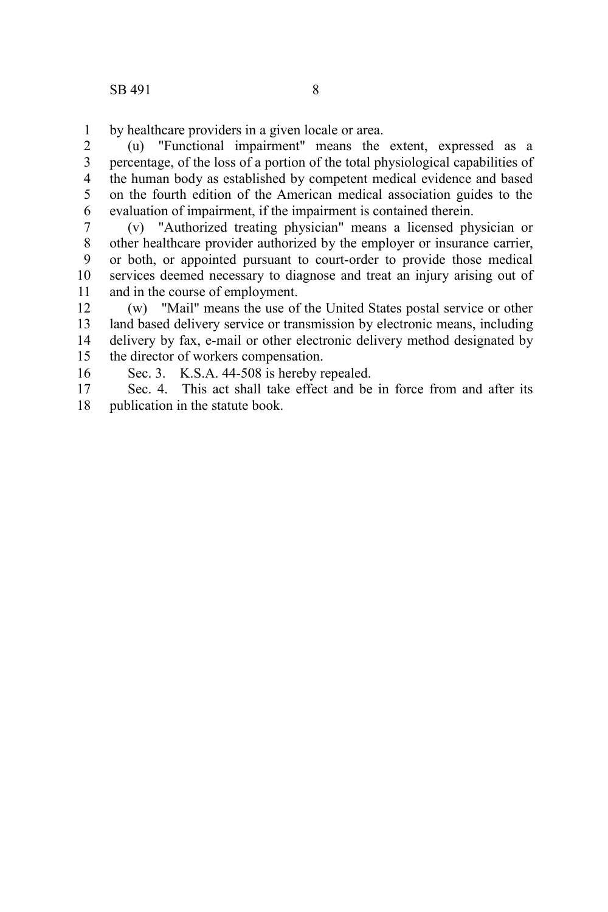by healthcare providers in a given locale or area.

(u) "Functional impairment" means the extent, expressed as a percentage, of the loss of a portion of the total physiological capabilities of the human body as established by competent medical evidence and based on the fourth edition of the American medical association guides to the evaluation of impairment, if the impairment is contained therein.

(v) "Authorized treating physician" means a licensed physician or other healthcare provider authorized by the employer or insurance carrier, or both, or appointed pursuant to court-order to provide those medical services deemed necessary to diagnose and treat an injury arising out of and in the course of employment.

(w) "Mail" means the use of the United States postal service or other land based delivery service or transmission by electronic means, including delivery by fax, e-mail or other electronic delivery method designated by the director of workers compensation.

Sec. 3. K.S.A. 44-508 is hereby repealed.

Sec. 4. This act shall take effect and be in force from and after its publication in the statute book.